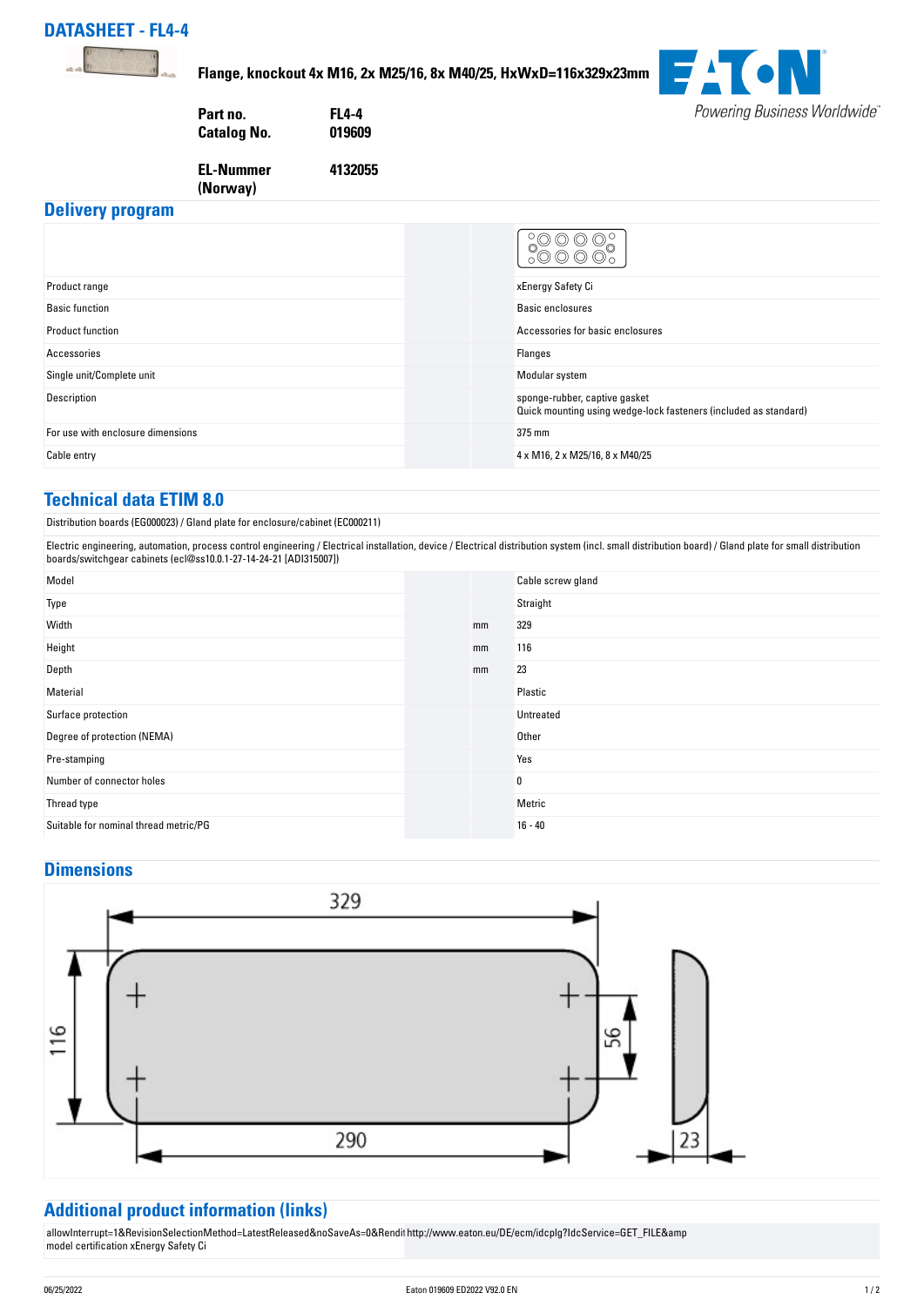# DATASHEET - FL4-4

**Flange, knockout 4x M16, 2x M25/16, 8x M40/25, HxWxD=116x329x23mm**

| | |
|---|---|
| **Part no.** | **FL4-4** |
| **Catalog No.** | **019609** |
| **EL-Nummer (Norway)** | **4132055** |

## Delivery program

| | | |
|---|---|---|
| Product range | | xEnergy Safety Ci |
| Basic function | | Basic enclosures |
| Product function | | Accessories for basic enclosures |
| Accessories | | Flanges |
| Single unit/Complete unit | | Modular system |
| Description | | sponge-rubber, captive gasket<br>Quick mounting using wedge-lock fasteners (included as standard) |
| For use with enclosure dimensions | | 375 mm |
| Cable entry | | 4 x M16, 2 x M25/16, 8 x M40/25 |

## Technical data ETIM 8.0

Distribution boards (EG000023) / Gland plate for enclosure/cabinet (EC000211)

Electric engineering, automation, process control engineering / Electrical installation, device / Electrical distribution system (incl. small distribution board) / Gland plate for small distribution boards/switchgear cabinets (ecl@ss10.0.1-27-14-24-21 [ADI315007])

| | | |
|---|---|---|
| Model | | Cable screw gland |
| Type | | Straight |
| Width | mm | 329 |
| Height | mm | 116 |
| Depth | mm | 23 |
| Material | | Plastic |
| Surface protection | | Untreated |
| Degree of protection (NEMA) | | Other |
| Pre-stamping | | Yes |
| Number of connector holes | | 0 |
| Thread type | | Metric |
| Suitable for nominal thread metric/PG | | 16 - 40 |

## Dimensions

329, 116, 56, 290, 23

## Additional product information (links)

| | |
|---|---|
| model certification xEnergy Safety Ci | http://www.eaton.eu/DE/ecm/idcplg?IdcService=GET_FILE&amp allowInterrupt=1&RevisionSelectionMethod=LatestReleased&noSaveAs=0&Rendit |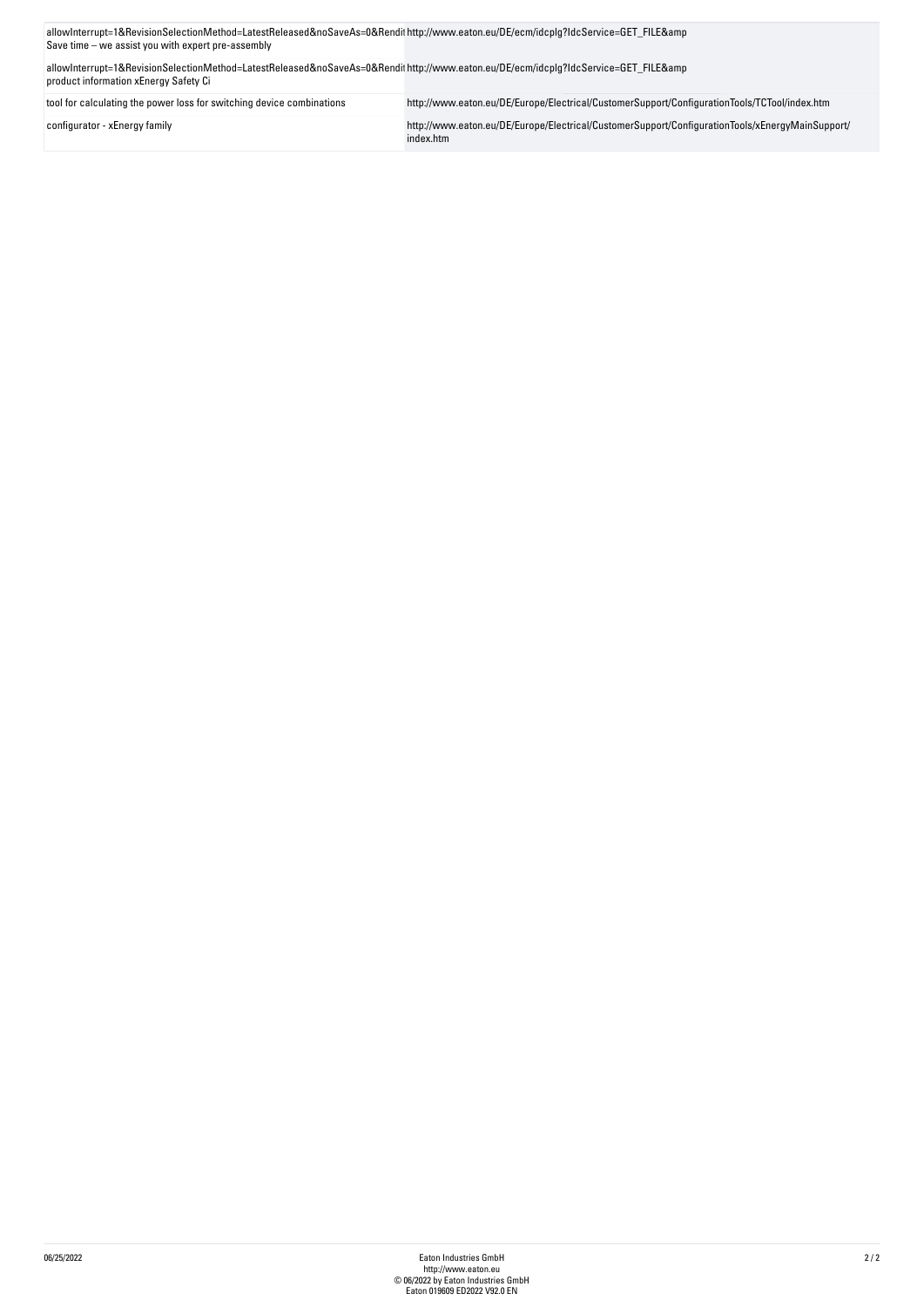| | |
|---|---|
| allowInterrupt=1&RevisionSelectionMethod=LatestReleased&noSaveAs=0&Rendit Save time – we assist you with expert pre-assembly | http://www.eaton.eu/DE/ecm/idcplg?IdcService=GET_FILE&amp |
| allowInterrupt=1&RevisionSelectionMethod=LatestReleased&noSaveAs=0&Rendit product information xEnergy Safety Ci | http://www.eaton.eu/DE/ecm/idcplg?IdcService=GET_FILE&amp |
| tool for calculating the power loss for switching device combinations | http://www.eaton.eu/DE/Europe/Electrical/CustomerSupport/ConfigurationTools/TCTool/index.htm |
| configurator - xEnergy family | http://www.eaton.eu/DE/Europe/Electrical/CustomerSupport/ConfigurationTools/xEnergyMainSupport/index.htm |

06/25/2022

Eaton Industries GmbH
http://www.eaton.eu
© 06/2022 by Eaton Industries GmbH
Eaton 019609 ED2022 V92.0 EN